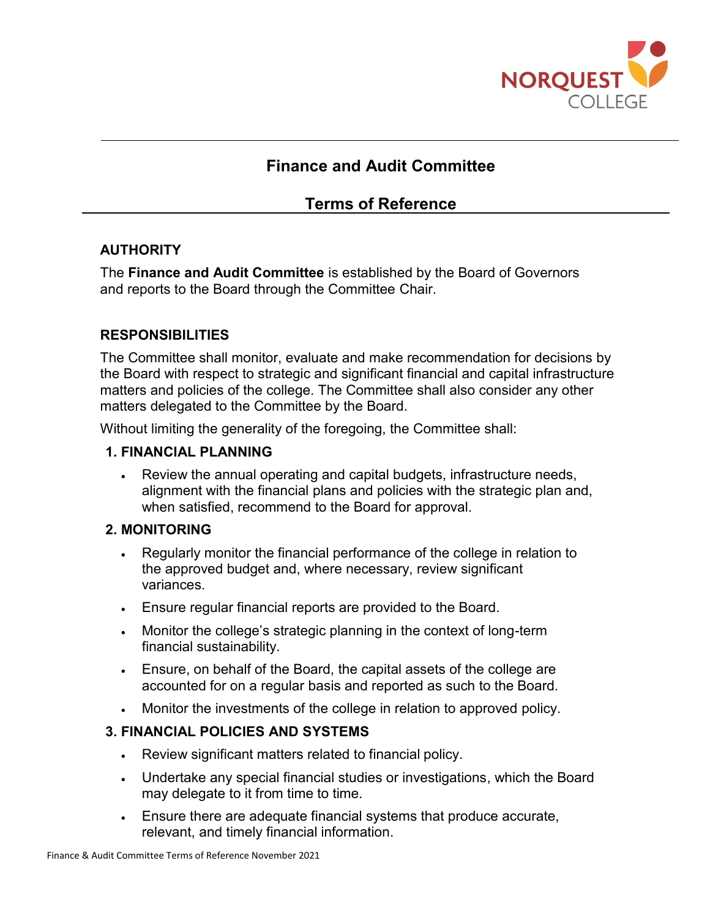# Finance and Audit Committee

## Terms of Reference

### AUTHORITY

The **Finance and Audit Committee** is established by the Board of Governors and reports to the Board through the Committee Chair.

### RESPONSIBILITIES

The Committee shall monitor, evaluate and make recommendation for decisions by the Board with respect to strategic and significant financial and capital infrastructure matters and policies of the college. The Committee shall also consider any other matters delegated to the Committee by the Board.

Without limiting the generality of the foregoing, the Committee shall:

#### 1. FINANCIAL PLANNING

- Review the annual operating and capital budgets, infrastructure needs, alignment with the financial plans and policies with the strategic plan and, when satisfied, recommend to the Board for approval.

#### 2. MONITORING

- Regularly monitor the financial performance of the college in relation to the approved budget and, where necessary, review significant variances.
- Ensure regular financial reports are provided to the Board.
- Monitor the college's strategic planning in the context of long-term financial sustainability.
- Ensure, on behalf of the Board, the capital assets of the college are accounted for on a regular basis and reported as such to the Board.
- Monitor the investments of the college in relation to approved policy.

#### 3. FINANCIAL POLICIES AND SYSTEMS

- Review significant matters related to financial policy.
- Undertake any special financial studies or investigations, which the Board may delegate to it from time to time.
- Ensure there are adequate financial systems that produce accurate, relevant, and timely financial information.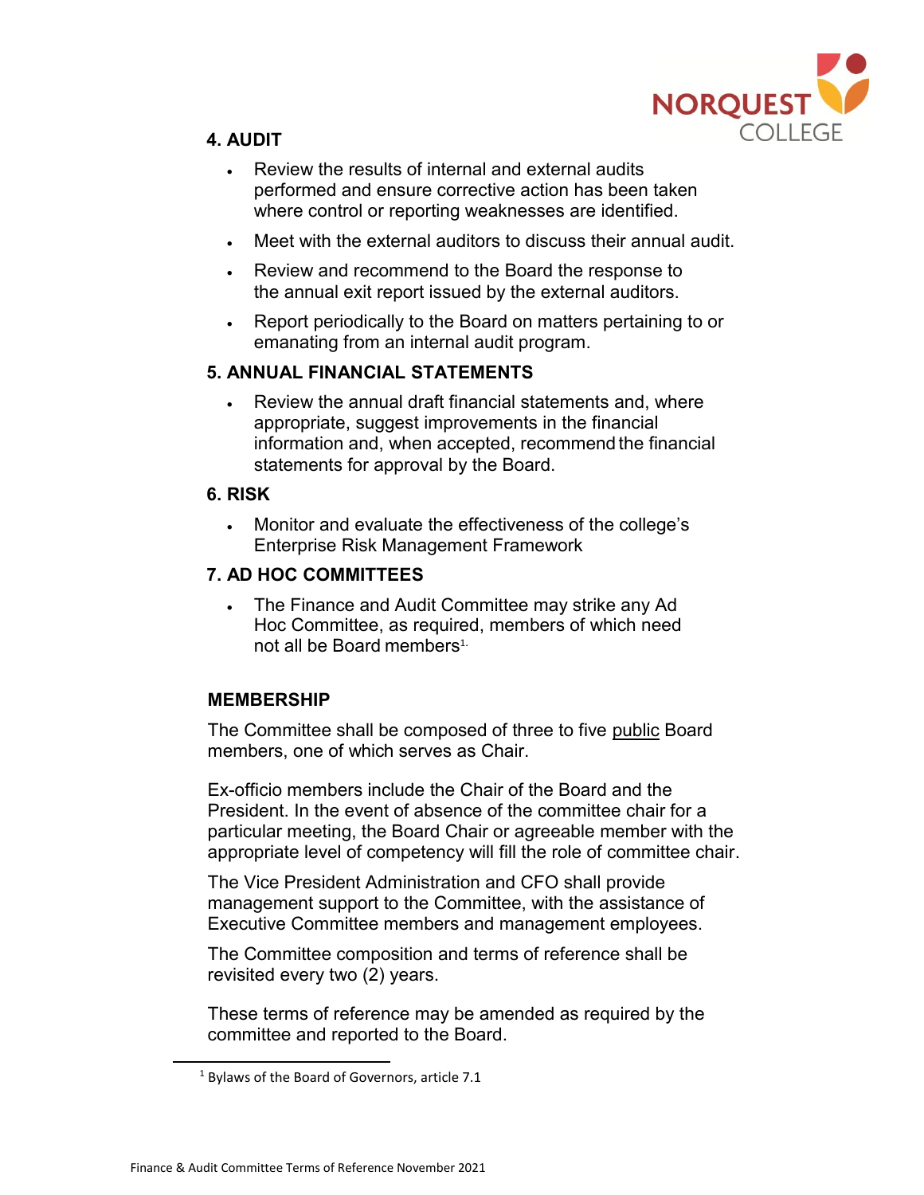### 4. AUDIT

- Review the results of internal and external audits performed and ensure corrective action has been taken where control or reporting weaknesses are identified.
- Meet with the external auditors to discuss their annual audit.
- Review and recommend to the Board the response to the annual exit report issued by the external auditors.
- Report periodically to the Board on matters pertaining to or emanating from an internal audit program.

### 5. ANNUAL FINANCIAL STATEMENTS

- Review the annual draft financial statements and, where appropriate, suggest improvements in the financial information and, when accepted, recommend the financial statements for approval by the Board.

### 6. RISK

- Monitor and evaluate the effectiveness of the college's Enterprise Risk Management Framework

### 7. AD HOC COMMITTEES

- The Finance and Audit Committee may strike any Ad Hoc Committee, as required, members of which need not all be Board members[1].

## MEMBERSHIP

The Committee shall be composed of three to five public Board members, one of which serves as Chair.

Ex-officio members include the Chair of the Board and the President. In the event of absence of the committee chair for a particular meeting, the Board Chair or agreeable member with the appropriate level of competency will fill the role of committee chair.

The Vice President Administration and CFO shall provide management support to the Committee, with the assistance of Executive Committee members and management employees.

The Committee composition and terms of reference shall be revisited every two (2) years.

These terms of reference may be amended as required by the committee and reported to the Board.

[1] Bylaws of the Board of Governors, article 7.1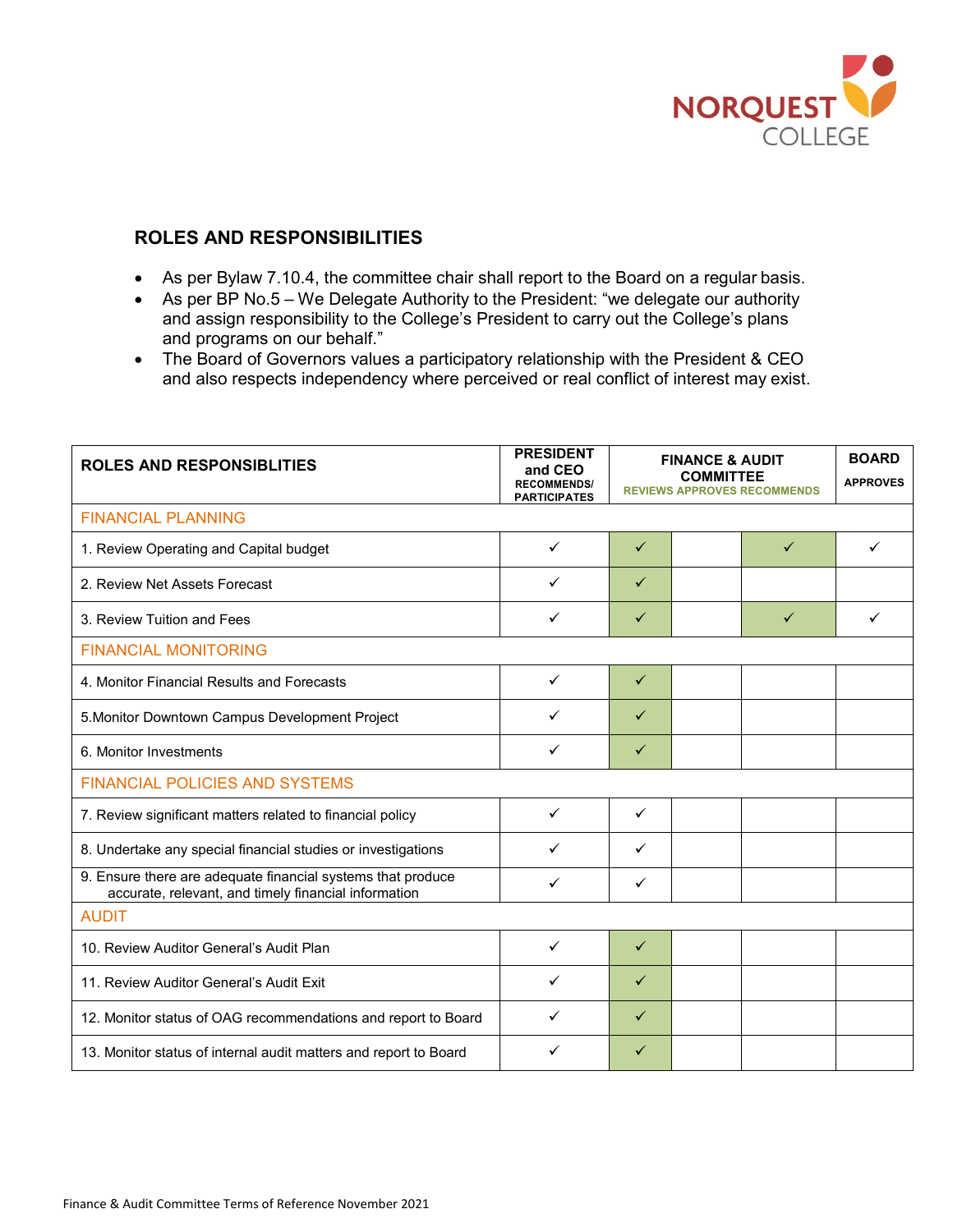## ROLES AND RESPONSIBILITIES

- As per Bylaw 7.10.4, the committee chair shall report to the Board on a regular basis.
- As per BP No.5 – We Delegate Authority to the President: "we delegate our authority and assign responsibility to the College's President to carry out the College's plans and programs on our behalf."
- The Board of Governors values a participatory relationship with the President & CEO and also respects independency where perceived or real conflict of interest may exist.

| ROLES AND RESPONSIBLITIES | PRESIDENT and CEO RECOMMENDS/ PARTICIPATES | FINANCE & AUDIT COMMITTEE | | | BOARD |
|---|---|---|---|---|---|
| | | REVIEWS | APPROVES | RECOMMENDS | APPROVES |
| **FINANCIAL PLANNING** | | | | | |
| 1. Review Operating and Capital budget | ✓ | ✓ | | ✓ | ✓ |
| 2. Review Net Assets Forecast | ✓ | ✓ | | | |
| 3. Review Tuition and Fees | ✓ | ✓ | | ✓ | ✓ |
| **FINANCIAL MONITORING** | | | | | |
| 4. Monitor Financial Results and Forecasts | ✓ | ✓ | | | |
| 5.Monitor Downtown Campus Development Project | ✓ | ✓ | | | |
| 6. Monitor Investments | ✓ | ✓ | | | |
| **FINANCIAL POLICIES AND SYSTEMS** | | | | | |
| 7. Review significant matters related to financial policy | ✓ | ✓ | | | |
| 8. Undertake any special financial studies or investigations | ✓ | ✓ | | | |
| 9. Ensure there are adequate financial systems that produce accurate, relevant, and timely financial information | ✓ | ✓ | | | |
| **AUDIT** | | | | | |
| 10. Review Auditor General's Audit Plan | ✓ | ✓ | | | |
| 11. Review Auditor General's Audit Exit | ✓ | ✓ | | | |
| 12. Monitor status of OAG recommendations and report to Board | ✓ | ✓ | | | |
| 13. Monitor status of internal audit matters and report to Board | ✓ | ✓ | | | |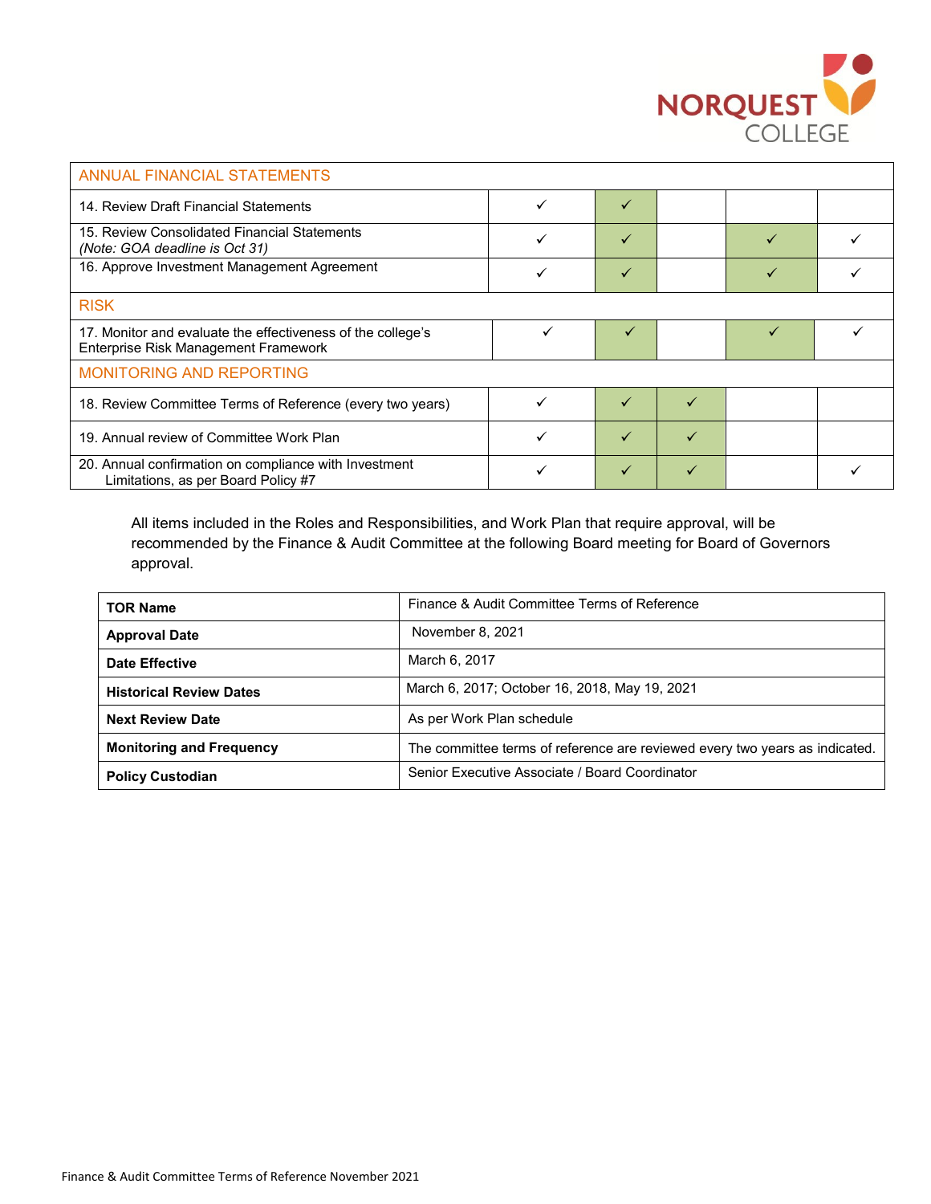| | | | | | |
|---|---|---|---|---|---|
| ANNUAL FINANCIAL STATEMENTS | | | | | |
| 14. Review Draft Financial Statements | ✓ | ✓ | | | |
| 15. Review Consolidated Financial Statements *(Note: GOA deadline is Oct 31)* | ✓ | ✓ | | ✓ | ✓ |
| 16. Approve Investment Management Agreement | ✓ | ✓ | | ✓ | ✓ |
| RISK | | | | | |
| 17. Monitor and evaluate the effectiveness of the college's Enterprise Risk Management Framework | ✓ | ✓ | | ✓ | ✓ |
| MONITORING AND REPORTING | | | | | |
| 18. Review Committee Terms of Reference (every two years) | ✓ | ✓ | ✓ | | |
| 19. Annual review of Committee Work Plan | ✓ | ✓ | ✓ | | |
| 20. Annual confirmation on compliance with Investment Limitations, as per Board Policy #7 | ✓ | ✓ | ✓ | | ✓ |

All items included in the Roles and Responsibilities, and Work Plan that require approval, will be recommended by the Finance & Audit Committee at the following Board meeting for Board of Governors approval.

| | |
|---|---|
| **TOR Name** | Finance & Audit Committee Terms of Reference |
| **Approval Date** | November 8, 2021 |
| **Date Effective** | March 6, 2017 |
| **Historical Review Dates** | March 6, 2017; October 16, 2018, May 19, 2021 |
| **Next Review Date** | As per Work Plan schedule |
| **Monitoring and Frequency** | The committee terms of reference are reviewed every two years as indicated. |
| **Policy Custodian** | Senior Executive Associate / Board Coordinator |